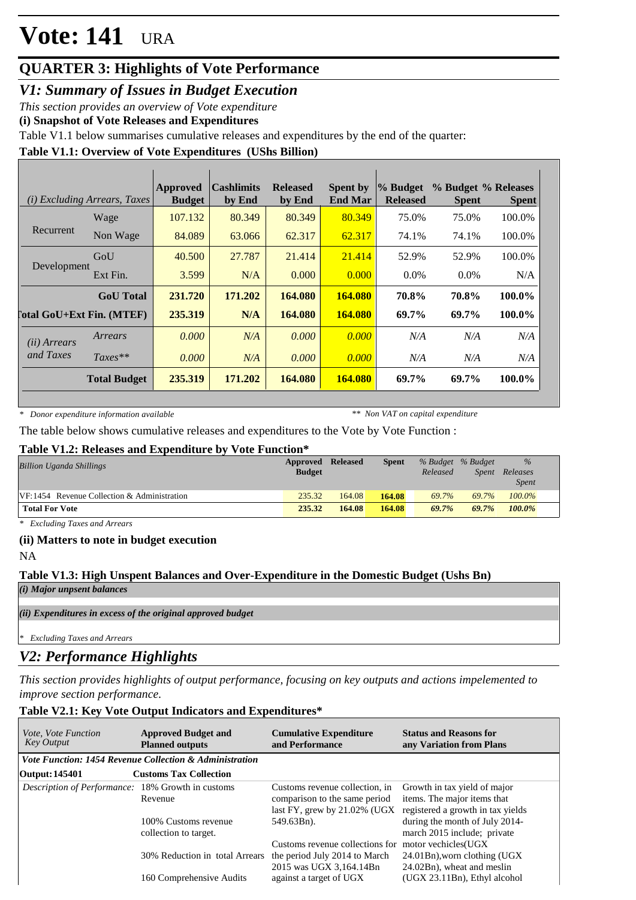# Vote: 141 URA

## QUARTER 3: Highlights of Vote Performance

### *V1: Summary of Issues in Budget Execution*

*This section provides an overview of Vote expenditure*

**(i) Snapshot of Vote Releases and Expenditures**

Table V1.1 below summarises cumulative releases and expenditures by the end of the quarter:

**Table V1.1: Overview of Vote Expenditures (UShs Billion)**

| *(i) Excluding Arrears, Taxes* | | Approved Budget | Cashlimits by End | Released by End | Spent by End Mar | % Budget Released | % Budget Spent | % Releases Spent |
|---|---|---|---|---|---|---|---|---|
| Recurrent | Wage | 107.132 | 80.349 | 80.349 | 80.349 | 75.0% | 75.0% | 100.0% |
| | Non Wage | 84.089 | 63.066 | 62.317 | 62.317 | 74.1% | 74.1% | 100.0% |
| Development | GoU | 40.500 | 27.787 | 21.414 | 21.414 | 52.9% | 52.9% | 100.0% |
| | Ext Fin. | 3.599 | N/A | 0.000 | 0.000 | 0.0% | 0.0% | N/A |
| | **GoU Total** | **231.720** | **171.202** | **164.080** | **164.080** | **70.8%** | **70.8%** | **100.0%** |
| **Total GoU+Ext Fin. (MTEF)** | | **235.319** | **N/A** | **164.080** | **164.080** | **69.7%** | **69.7%** | **100.0%** |
| *(ii) Arrears and Taxes* | *Arrears* | *0.000* | *N/A* | *0.000* | *0.000* | *N/A* | *N/A* | *N/A* |
| | *Taxes*** | *0.000* | *N/A* | *0.000* | *0.000* | *N/A* | *N/A* | *N/A* |
| | **Total Budget** | **235.319** | **171.202** | **164.080** | **164.080** | **69.7%** | **69.7%** | **100.0%** |

*\* Donor expenditure information available* *\*\* Non VAT on capital expenditure*

The table below shows cumulative releases and expenditures to the Vote by Vote Function :

**Table V1.2: Releases and Expenditure by Vote Function***

| *Billion Uganda Shillings* | Approved Budget | Released | Spent | *% Budget Released* | *% Budget Spent* | *% Releases Spent* |
|---|---|---|---|---|---|---|
| VF:1454 Revenue Collection & Administration | 235.32 | 164.08 | **164.08** | *69.7%* | *69.7%* | *100.0%* |
| **Total For Vote** | **235.32** | **164.08** | **164.08** | ***69.7%*** | ***69.7%*** | ***100.0%*** |

*\* Excluding Taxes and Arrears*

**(ii) Matters to note in budget execution**

NA

**Table V1.3: High Unspent Balances and Over-Expenditure in the Domestic Budget (Ushs Bn)**

***(i) Major unpsent balances***

***(ii) Expenditures in excess of the original approved budget***

*\* Excluding Taxes and Arrears*

### *V2: Performance Highlights*

*This section provides highlights of output performance, focusing on key outputs and actions impelemented to improve section performance.*

**Table V2.1: Key Vote Output Indicators and Expenditures***

| *Vote, Vote Function Key Output* | **Approved Budget and Planned outputs** | **Cumulative Expenditure and Performance** | **Status and Reasons for any Variation from Plans** |
|---|---|---|---|
| ***Vote Function: 1454 Revenue Collection & Administration*** | | | |
| **Output: 145401** | **Customs Tax Collection** | | |
| *Description of Performance:* | 18% Growth in customs Revenue<br><br>100% Customs revenue collection to target.<br><br>30% Reduction in total Arrears<br><br>160 Comprehensive Audits | Customs revenue collection, in comparison to the same period last FY, grew by 21.02% (UGX 549.63Bn).<br><br>Customs revenue collections for the period July 2014 to March 2015 was UGX 3,164.14Bn against a target of UGX | Growth in tax yield of major items. The major items that registered a growth in tax yields during the month of July 2014-march 2015 include; private motor vechicles(UGX 24.01Bn),worn clothing (UGX 24.02Bn), wheat and meslin (UGX 23.11Bn), Ethyl alcohol |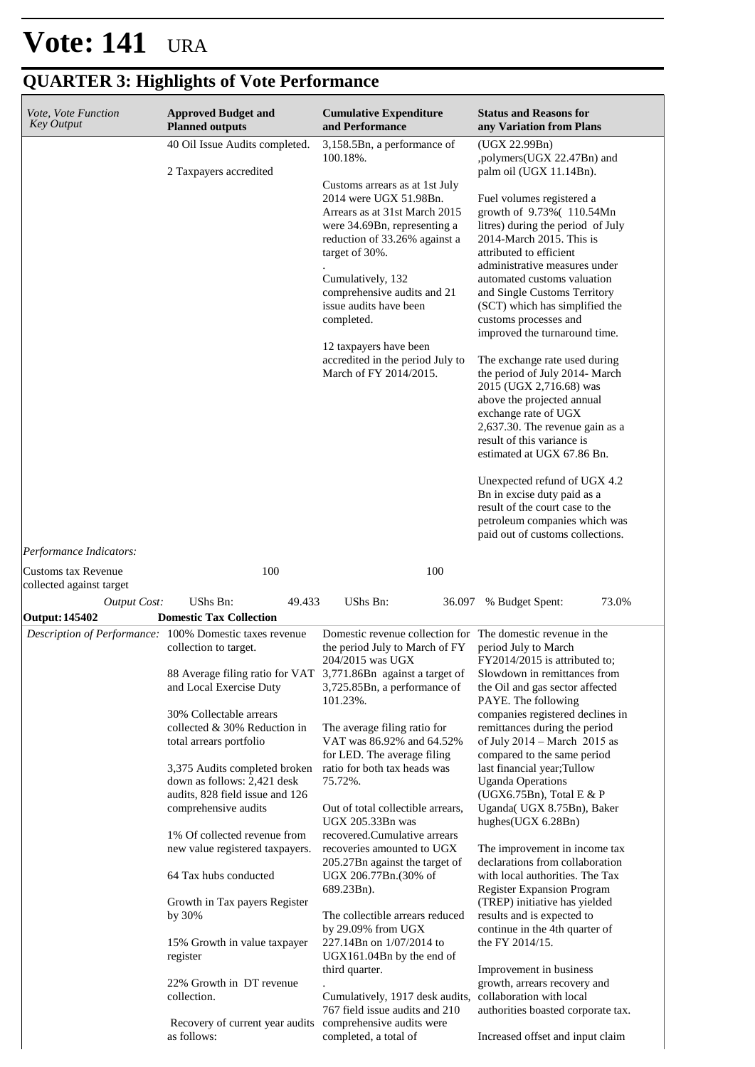# Vote: 141 URA

## QUARTER 3: Highlights of Vote Performance

| *Vote, Vote Function Key Output* | **Approved Budget and Planned outputs** | **Cumulative Expenditure and Performance** | **Status and Reasons for any Variation from Plans** |
|---|---|---|---|
| | 40 Oil Issue Audits completed.<br><br>2 Taxpayers accredited | 3,158.5Bn, a performance of 100.18%.<br><br>Customs arrears as at 1st July 2014 were UGX 51.98Bn. Arrears as at 31st March 2015 were 34.69Bn, representing a reduction of 33.26% against a target of 30%.<br><br>.<br><br>Cumulatively, 132 comprehensive audits and 21 issue audits have been completed.<br><br>12 taxpayers have been accredited in the period July to March of FY 2014/2015. | (UGX 22.99Bn) ,polymers(UGX 22.47Bn) and palm oil (UGX 11.14Bn).<br><br>Fuel volumes registered a growth of 9.73%( 110.54Mn litres) during the period of July 2014-March 2015. This is attributed to efficient administrative measures under automated customs valuation and Single Customs Territory (SCT) which has simplified the customs processes and improved the turnaround time.<br><br>The exchange rate used during the period of July 2014- March 2015 (UGX 2,716.68) was above the projected annual exchange rate of UGX 2,637.30. The revenue gain as a result of this variance is estimated at UGX 67.86 Bn.<br><br>Unexpected refund of UGX 4.2 Bn in excise duty paid as a result of the court case to the petroleum companies which was paid out of customs collections. |
| *Performance Indicators:* | | | |
| Customs tax Revenue collected against target | 100 | 100 | |
| *Output Cost:* | UShs Bn: 49.433 | UShs Bn: 36.097 | % Budget Spent: 73.0% |
| **Output: 145402** | **Domestic Tax Collection** | | |
| *Description of Performance:* | 100% Domestic taxes revenue collection to target.<br><br>88 Average filing ratio for VAT and Local Exercise Duty<br><br>30% Collectable arrears collected & 30% Reduction in total arrears portfolio<br><br>3,375 Audits completed broken down as follows: 2,421 desk audits, 828 field issue and 126 comprehensive audits<br><br>1% Of collected revenue from new value registered taxpayers.<br><br>64 Tax hubs conducted<br><br>Growth in Tax payers Register by 30%<br><br>15% Growth in value taxpayer register<br><br>22% Growth in DT revenue collection.<br><br>Recovery of current year audits as follows: | Domestic revenue collection for the period July to March of FY 204/2015 was UGX 3,771.86Bn against a target of 3,725.85Bn, a performance of 101.23%.<br><br>The average filing ratio for VAT was 86.92% and 64.52% for LED. The average filing ratio for both tax heads was 75.72%.<br><br>Out of total collectible arrears, UGX 205.33Bn was recovered.Cumulative arrears recoveries amounted to UGX 205.27Bn against the target of UGX 206.77Bn.(30% of 689.23Bn).<br><br>The collectible arrears reduced by 29.09% from UGX 227.14Bn on 1/07/2014 to UGX161.04Bn by the end of third quarter.<br><br>.<br><br>Cumulatively, 1917 desk audits, 767 field issue audits and 210 comprehensive audits were completed, a total of | The domestic revenue in the period July to March FY2014/2015 is attributed to; Slowdown in remittances from the Oil and gas sector affected PAYE. The following companies registered declines in remittances during the period of July 2014 – March 2015 as compared to the same period last financial year;Tullow Uganda Operations (UGX6.75Bn), Total E & P Uganda( UGX 8.75Bn), Baker hughes(UGX 6.28Bn)<br><br>The improvement in income tax declarations from collaboration with local authorities. The Tax Register Expansion Program (TREP) initiative has yielded results and is expected to continue in the 4th quarter of the FY 2014/15.<br><br>Improvement in business growth, arrears recovery and collaboration with local authorities boasted corporate tax.<br><br>Increased offset and input claim |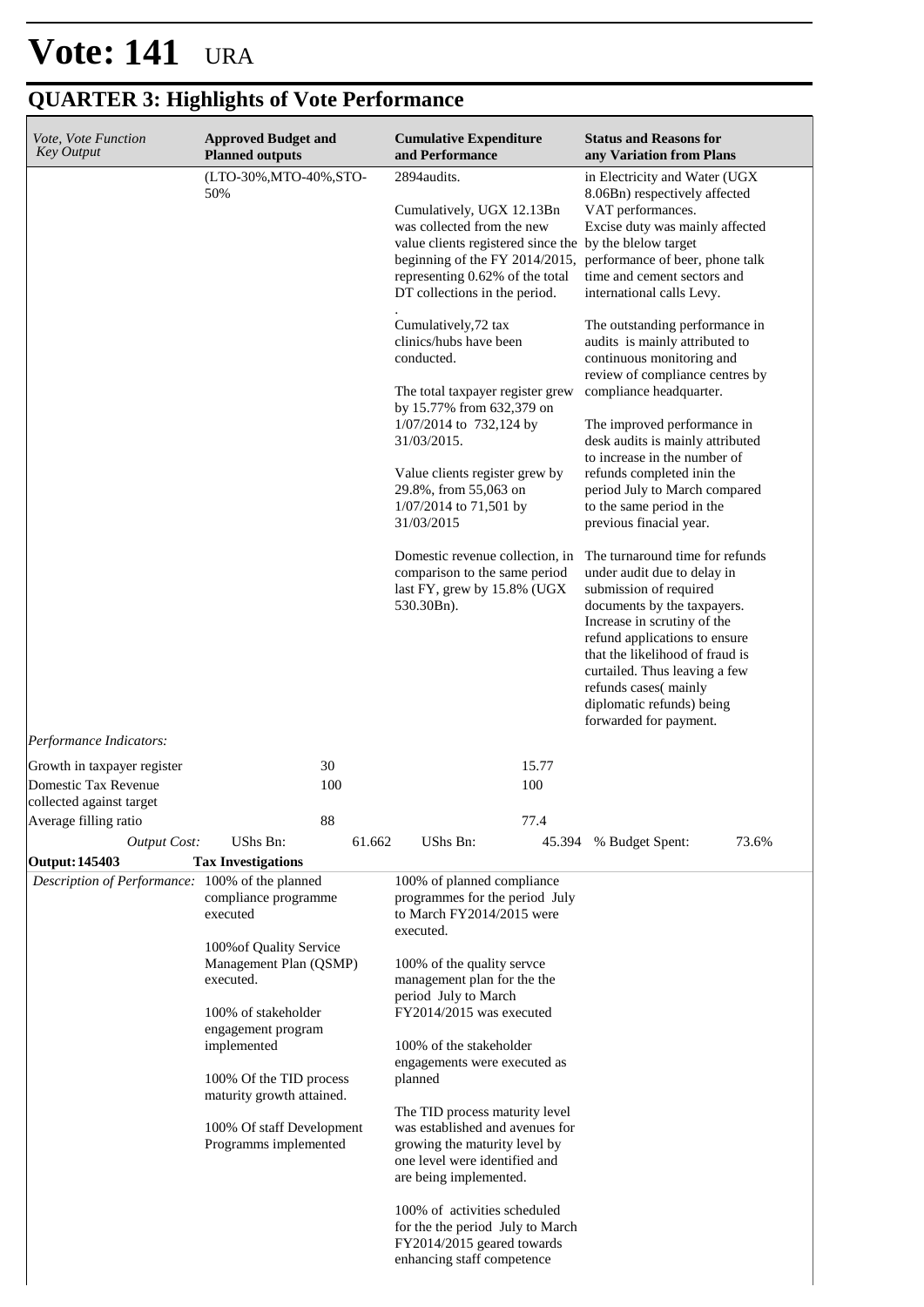# Vote: 141 URA

## QUARTER 3: Highlights of Vote Performance

| *Vote, Vote Function Key Output* | **Approved Budget and Planned outputs** | **Cumulative Expenditure and Performance** | **Status and Reasons for any Variation from Plans** |
|---|---|---|---|
| | (LTO-30%,MTO-40%,STO-50% | 2894audits.<br><br>Cumulatively, UGX 12.13Bn was collected from the new value clients registered since the beginning of the FY 2014/2015, representing 0.62% of the total DT collections in the period.<br><br>.<br>Cumulatively,72 tax clinics/hubs have been conducted.<br><br>The total taxpayer register grew by 15.77% from 632,379 on 1/07/2014 to 732,124 by 31/03/2015.<br><br>Value clients register grew by 29.8%, from 55,063 on 1/07/2014 to 71,501 by 31/03/2015<br><br>Domestic revenue collection, in comparison to the same period last FY, grew by 15.8% (UGX 530.30Bn). | in Electricity and Water (UGX 8.06Bn) respectively affected VAT performances.<br>Excise duty was mainly affected by the blelow target performance of beer, phone talk time and cement sectors and international calls Levy.<br><br>The outstanding performance in audits is mainly attributed to continuous monitoring and review of compliance centres by compliance headquarter.<br><br>The improved performance in desk audits is mainly attributed to increase in the number of refunds completed inin the period July to March compared to the same period in the previous finacial year.<br><br>The turnaround time for refunds under audit due to delay in submission of required documents by the taxpayers. Increase in scrutiny of the refund applications to ensure that the likelihood of fraud is curtailed. Thus leaving a few refunds cases( mainly diplomatic refunds) being forwarded for payment. |
| *Performance Indicators:* | | | |
| Growth in taxpayer register | 30 | 15.77 | |
| Domestic Tax Revenue collected against target | 100 | 100 | |
| Average filling ratio | 88 | 77.4 | |
| *Output Cost:* | UShs Bn: 61.662 | UShs Bn: 45.394 | % Budget Spent: 73.6% |
| **Output: 145403** | **Tax Investigations** | | |
| *Description of Performance:* | 100% of the planned compliance programme executed<br><br>100%of Quality Service Management Plan (QSMP) executed.<br><br>100% of stakeholder engagement program implemented<br><br>100% Of the TID process maturity growth attained.<br><br>100% Of staff Development Programms implemented | 100% of planned compliance programmes for the period July to March FY2014/2015 were executed.<br><br>100% of the quality servce management plan for the the period July to March FY2014/2015 was executed<br><br>100% of the stakeholder engagements were executed as planned<br><br>The TID process maturity level was established and avenues for growing the maturity level by one level were identified and are being implemented.<br><br>100% of activities scheduled for the the period July to March FY2014/2015 geared towards enhancing staff competence | |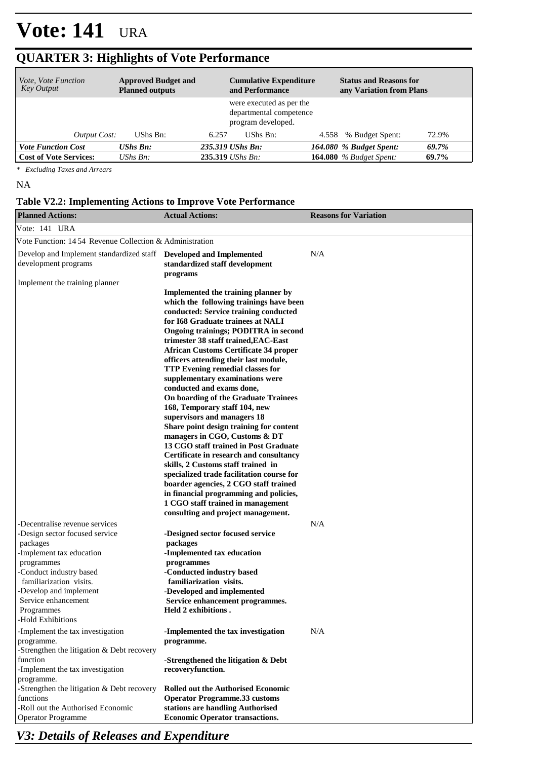# Vote: 141 URA

## QUARTER 3: Highlights of Vote Performance

| *Vote, Vote Function Key Output* | **Approved Budget and Planned outputs** | | **Cumulative Expenditure and Performance** | | **Status and Reasons for any Variation from Plans** | |
|---|---|---|---|---|---|---|
| | | | were executed as per the departmental competence program developed. | | | |
| *Output Cost:* | UShs Bn: | 6.257 | UShs Bn: | 4.558 | % Budget Spent: | 72.9% |
| ***Vote Function Cost*** | ***UShs Bn:*** | ***235.319*** | ***UShs Bn:*** | ***164.080*** | ***% Budget Spent:*** | ***69.7%*** |
| **Cost of Vote Services:** | *UShs Bn:* | **235.319** | *UShs Bn:* | **164.080** | *% Budget Spent:* | **69.7%** |

*\* Excluding Taxes and Arrears*

NA

### Table V2.2: Implementing Actions to Improve Vote Performance

| **Planned Actions:** | **Actual Actions:** | **Reasons for Variation** |
|---|---|---|
| Vote: 141 URA | | |
| Vote Function: 14 54 Revenue Collection & Administration | | |
| Develop and Implement standardized staff development programs<br><br>Implement the training planner | **Developed and Implemented standardized staff development programs**<br><br>**Implemented the training planner by which the following trainings have been conducted: Service training conducted for I68 Graduate trainees at NALI Ongoing trainings; PODITRA in second trimester 38 staff trained,EAC-East African Customs Certificate 34 proper officers attending their last module, TTP Evening remedial classes for supplementary examinations were conducted and exams done, On boarding of the Graduate Trainees 168, Temporary staff 104, new supervisors and managers 18 Share point design training for content managers in CGO, Customs & DT 13 CGO staff trained in Post Graduate Certificate in research and consultancy skills, 2 Customs staff trained in specialized trade facilitation course for boarder agencies, 2 CGO staff trained in financial programming and policies, 1 CGO staff trained in management consulting and project management.** | N/A |
| -Decentralise revenue services<br>-Design sector focused service packages<br>-Implement tax education programmes<br>-Conduct industry based familiarization visits.<br>-Develop and implement Service enhancement Programmes<br>-Hold Exhibitions | **-Designed sector focused service packages**<br>**-Implemented tax education programmes**<br>**-Conducted industry based familiarization visits.**<br>**-Developed and implemented Service enhancement programmes. Held 2 exhibitions .** | N/A |
| -Implement the tax investigation programme.<br>-Strengthen the litigation & Debt recovery function<br>-Implement the tax investigation programme.<br>-Strengthen the litigation & Debt recovery functions<br>-Roll out the Authorised Economic Operator Programme | **-Implemented the tax investigation programme.**<br><br>**-Strengthened the litigation & Debt recoveryfunction.**<br><br>**Rolled out the Authorised Economic Operator Programme.33 customs stations are handling Authorised Economic Operator transactions.** | N/A |

## *V3: Details of Releases and Expenditure*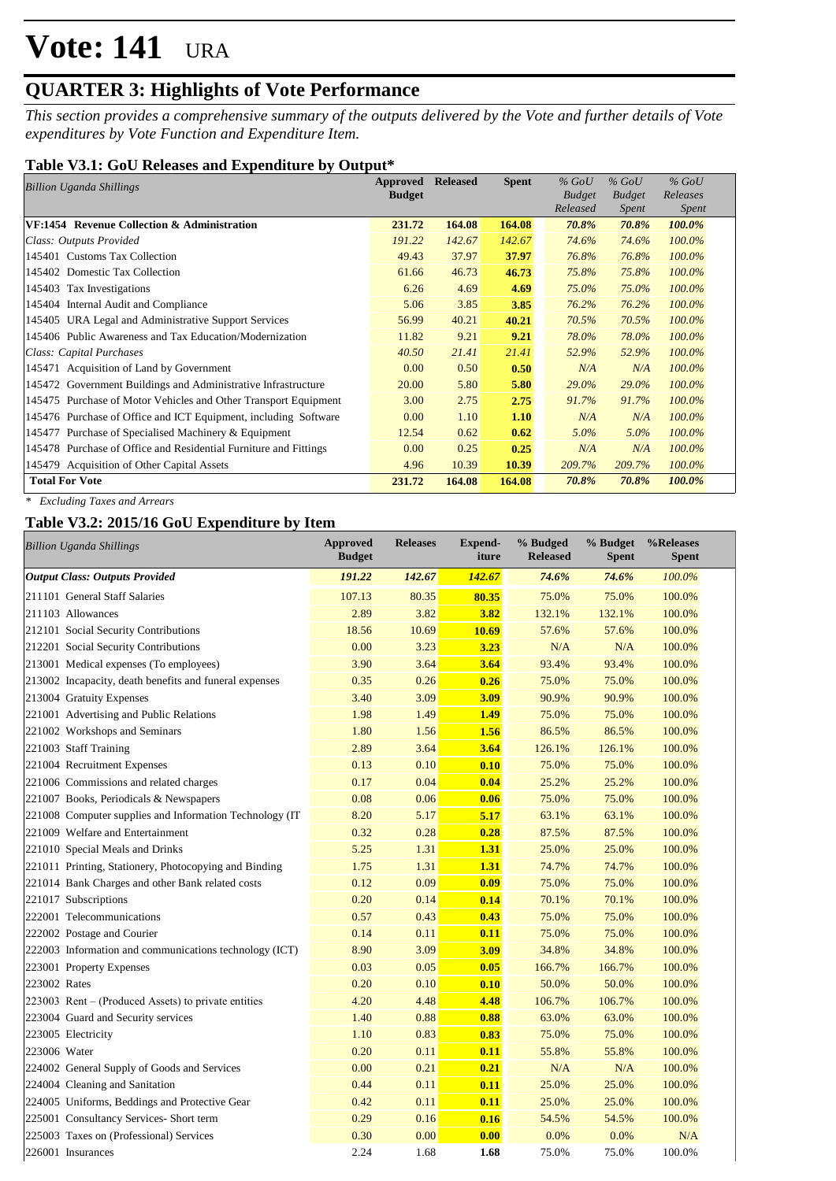# Vote: 141 URA

## QUARTER 3: Highlights of Vote Performance

*This section provides a comprehensive summary of the outputs delivered by the Vote and further details of Vote expenditures by Vote Function and Expenditure Item.*

### Table V3.1: GoU Releases and Expenditure by Output*

| *Billion Uganda Shillings* | Approved Budget | Released | Spent | *% GoU Budget Released* | *% GoU Budget Spent* | *% GoU Releases Spent* |
|---|---|---|---|---|---|---|
| **VF:1454 Revenue Collection & Administration** | **231.72** | **164.08** | **164.08** | ***70.8%*** | ***70.8%*** | ***100.0%*** |
| *Class: Outputs Provided* | *191.22* | *142.67* | *142.67* | *74.6%* | *74.6%* | *100.0%* |
| 145401 Customs Tax Collection | 49.43 | 37.97 | **37.97** | *76.8%* | *76.8%* | *100.0%* |
| 145402 Domestic Tax Collection | 61.66 | 46.73 | **46.73** | *75.8%* | *75.8%* | *100.0%* |
| 145403 Tax Investigations | 6.26 | 4.69 | **4.69** | *75.0%* | *75.0%* | *100.0%* |
| 145404 Internal Audit and Compliance | 5.06 | 3.85 | **3.85** | *76.2%* | *76.2%* | *100.0%* |
| 145405 URA Legal and Administrative Support Services | 56.99 | 40.21 | **40.21** | *70.5%* | *70.5%* | *100.0%* |
| 145406 Public Awareness and Tax Education/Modernization | 11.82 | 9.21 | **9.21** | *78.0%* | *78.0%* | *100.0%* |
| *Class: Capital Purchases* | *40.50* | *21.41* | *21.41* | *52.9%* | *52.9%* | *100.0%* |
| 145471 Acquisition of Land by Government | 0.00 | 0.50 | **0.50** | *N/A* | *N/A* | *100.0%* |
| 145472 Government Buildings and Administrative Infrastructure | 20.00 | 5.80 | **5.80** | *29.0%* | *29.0%* | *100.0%* |
| 145475 Purchase of Motor Vehicles and Other Transport Equipment | 3.00 | 2.75 | **2.75** | *91.7%* | *91.7%* | *100.0%* |
| 145476 Purchase of Office and ICT Equipment, including Software | 0.00 | 1.10 | **1.10** | *N/A* | *N/A* | *100.0%* |
| 145477 Purchase of Specialised Machinery & Equipment | 12.54 | 0.62 | **0.62** | *5.0%* | *5.0%* | *100.0%* |
| 145478 Purchase of Office and Residential Furniture and Fittings | 0.00 | 0.25 | **0.25** | *N/A* | *N/A* | *100.0%* |
| 145479 Acquisition of Other Capital Assets | 4.96 | 10.39 | **10.39** | *209.7%* | *209.7%* | *100.0%* |
| **Total For Vote** | **231.72** | **164.08** | **164.08** | ***70.8%*** | ***70.8%*** | ***100.0%*** |

*\* Excluding Taxes and Arrears*

### Table V3.2: 2015/16 GoU Expenditure by Item

| *Billion Uganda Shillings* | Approved Budget | Releases | Expend-iture | % Budged Released | % Budget Spent | %Releases Spent |
|---|---|---|---|---|---|---|
| ***Output Class: Outputs Provided*** | ***191.22*** | ***142.67*** | ***142.67*** | ***74.6%*** | ***74.6%*** | *100.0%* |
| 211101 General Staff Salaries | 107.13 | 80.35 | **80.35** | 75.0% | 75.0% | 100.0% |
| 211103 Allowances | 2.89 | 3.82 | **3.82** | 132.1% | 132.1% | 100.0% |
| 212101 Social Security Contributions | 18.56 | 10.69 | **10.69** | 57.6% | 57.6% | 100.0% |
| 212201 Social Security Contributions | 0.00 | 3.23 | **3.23** | N/A | N/A | 100.0% |
| 213001 Medical expenses (To employees) | 3.90 | 3.64 | **3.64** | 93.4% | 93.4% | 100.0% |
| 213002 Incapacity, death benefits and funeral expenses | 0.35 | 0.26 | **0.26** | 75.0% | 75.0% | 100.0% |
| 213004 Gratuity Expenses | 3.40 | 3.09 | **3.09** | 90.9% | 90.9% | 100.0% |
| 221001 Advertising and Public Relations | 1.98 | 1.49 | **1.49** | 75.0% | 75.0% | 100.0% |
| 221002 Workshops and Seminars | 1.80 | 1.56 | **1.56** | 86.5% | 86.5% | 100.0% |
| 221003 Staff Training | 2.89 | 3.64 | **3.64** | 126.1% | 126.1% | 100.0% |
| 221004 Recruitment Expenses | 0.13 | 0.10 | **0.10** | 75.0% | 75.0% | 100.0% |
| 221006 Commissions and related charges | 0.17 | 0.04 | **0.04** | 25.2% | 25.2% | 100.0% |
| 221007 Books, Periodicals & Newspapers | 0.08 | 0.06 | **0.06** | 75.0% | 75.0% | 100.0% |
| 221008 Computer supplies and Information Technology (IT | 8.20 | 5.17 | **5.17** | 63.1% | 63.1% | 100.0% |
| 221009 Welfare and Entertainment | 0.32 | 0.28 | **0.28** | 87.5% | 87.5% | 100.0% |
| 221010 Special Meals and Drinks | 5.25 | 1.31 | **1.31** | 25.0% | 25.0% | 100.0% |
| 221011 Printing, Stationery, Photocopying and Binding | 1.75 | 1.31 | **1.31** | 74.7% | 74.7% | 100.0% |
| 221014 Bank Charges and other Bank related costs | 0.12 | 0.09 | **0.09** | 75.0% | 75.0% | 100.0% |
| 221017 Subscriptions | 0.20 | 0.14 | **0.14** | 70.1% | 70.1% | 100.0% |
| 222001 Telecommunications | 0.57 | 0.43 | **0.43** | 75.0% | 75.0% | 100.0% |
| 222002 Postage and Courier | 0.14 | 0.11 | **0.11** | 75.0% | 75.0% | 100.0% |
| 222003 Information and communications technology (ICT) | 8.90 | 3.09 | **3.09** | 34.8% | 34.8% | 100.0% |
| 223001 Property Expenses | 0.03 | 0.05 | **0.05** | 166.7% | 166.7% | 100.0% |
| 223002 Rates | 0.20 | 0.10 | **0.10** | 50.0% | 50.0% | 100.0% |
| 223003 Rent – (Produced Assets) to private entities | 4.20 | 4.48 | **4.48** | 106.7% | 106.7% | 100.0% |
| 223004 Guard and Security services | 1.40 | 0.88 | **0.88** | 63.0% | 63.0% | 100.0% |
| 223005 Electricity | 1.10 | 0.83 | **0.83** | 75.0% | 75.0% | 100.0% |
| 223006 Water | 0.20 | 0.11 | **0.11** | 55.8% | 55.8% | 100.0% |
| 224002 General Supply of Goods and Services | 0.00 | 0.21 | **0.21** | N/A | N/A | 100.0% |
| 224004 Cleaning and Sanitation | 0.44 | 0.11 | **0.11** | 25.0% | 25.0% | 100.0% |
| 224005 Uniforms, Beddings and Protective Gear | 0.42 | 0.11 | **0.11** | 25.0% | 25.0% | 100.0% |
| 225001 Consultancy Services- Short term | 0.29 | 0.16 | **0.16** | 54.5% | 54.5% | 100.0% |
| 225003 Taxes on (Professional) Services | 0.30 | 0.00 | **0.00** | 0.0% | 0.0% | N/A |
| 226001 Insurances | 2.24 | 1.68 | **1.68** | 75.0% | 75.0% | 100.0% |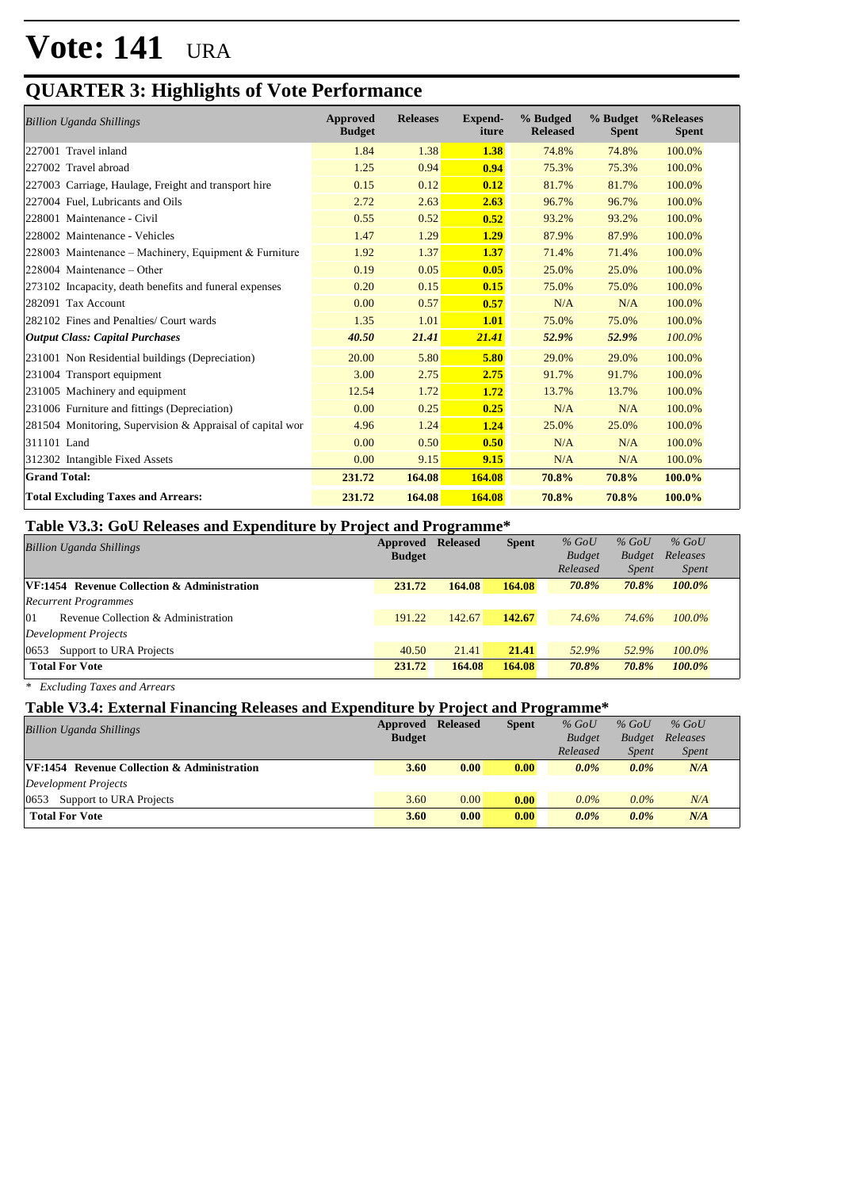# Vote: 141 URA

## QUARTER 3: Highlights of Vote Performance

| *Billion Uganda Shillings* | Approved Budget | Releases | Expend-iture | % Budged Released | % Budget Spent | %Releases Spent |
|---|---|---|---|---|---|---|
| 227001 Travel inland | 1.84 | 1.38 | **1.38** | 74.8% | 74.8% | 100.0% |
| 227002 Travel abroad | 1.25 | 0.94 | **0.94** | 75.3% | 75.3% | 100.0% |
| 227003 Carriage, Haulage, Freight and transport hire | 0.15 | 0.12 | **0.12** | 81.7% | 81.7% | 100.0% |
| 227004 Fuel, Lubricants and Oils | 2.72 | 2.63 | **2.63** | 96.7% | 96.7% | 100.0% |
| 228001 Maintenance - Civil | 0.55 | 0.52 | **0.52** | 93.2% | 93.2% | 100.0% |
| 228002 Maintenance - Vehicles | 1.47 | 1.29 | **1.29** | 87.9% | 87.9% | 100.0% |
| 228003 Maintenance – Machinery, Equipment & Furniture | 1.92 | 1.37 | **1.37** | 71.4% | 71.4% | 100.0% |
| 228004 Maintenance – Other | 0.19 | 0.05 | **0.05** | 25.0% | 25.0% | 100.0% |
| 273102 Incapacity, death benefits and funeral expenses | 0.20 | 0.15 | **0.15** | 75.0% | 75.0% | 100.0% |
| 282091 Tax Account | 0.00 | 0.57 | **0.57** | N/A | N/A | 100.0% |
| 282102 Fines and Penalties/ Court wards | 1.35 | 1.01 | **1.01** | 75.0% | 75.0% | 100.0% |
| ***Output Class: Capital Purchases*** | ***40.50*** | ***21.41*** | ***21.41*** | ***52.9%*** | ***52.9%*** | *100.0%* |
| 231001 Non Residential buildings (Depreciation) | 20.00 | 5.80 | **5.80** | 29.0% | 29.0% | 100.0% |
| 231004 Transport equipment | 3.00 | 2.75 | **2.75** | 91.7% | 91.7% | 100.0% |
| 231005 Machinery and equipment | 12.54 | 1.72 | **1.72** | 13.7% | 13.7% | 100.0% |
| 231006 Furniture and fittings (Depreciation) | 0.00 | 0.25 | **0.25** | N/A | N/A | 100.0% |
| 281504 Monitoring, Supervision & Appraisal of capital wor | 4.96 | 1.24 | **1.24** | 25.0% | 25.0% | 100.0% |
| 311101 Land | 0.00 | 0.50 | **0.50** | N/A | N/A | 100.0% |
| 312302 Intangible Fixed Assets | 0.00 | 9.15 | **9.15** | N/A | N/A | 100.0% |
| **Grand Total:** | **231.72** | **164.08** | **164.08** | **70.8%** | **70.8%** | **100.0%** |
| **Total Excluding Taxes and Arrears:** | **231.72** | **164.08** | **164.08** | **70.8%** | **70.8%** | **100.0%** |

### Table V3.3: GoU Releases and Expenditure by Project and Programme*

| *Billion Uganda Shillings* | Approved Budget | Released | Spent | *% GoU Budget Released* | *% GoU Budget Spent* | *% GoU Releases Spent* |
|---|---|---|---|---|---|---|
| **VF:1454 Revenue Collection & Administration** | **231.72** | **164.08** | **164.08** | ***70.8%*** | ***70.8%*** | ***100.0%*** |
| *Recurrent Programmes* | | | | | | |
| 01 Revenue Collection & Administration | 191.22 | 142.67 | **142.67** | *74.6%* | *74.6%* | *100.0%* |
| *Development Projects* | | | | | | |
| 0653 Support to URA Projects | 40.50 | 21.41 | **21.41** | *52.9%* | *52.9%* | *100.0%* |
| **Total For Vote** | **231.72** | **164.08** | **164.08** | ***70.8%*** | ***70.8%*** | ***100.0%*** |

*\* Excluding Taxes and Arrears*

### Table V3.4: External Financing Releases and Expenditure by Project and Programme*

| *Billion Uganda Shillings* | Approved Budget | Released | Spent | *% GoU Budget Released* | *% GoU Budget Spent* | *% GoU Releases Spent* |
|---|---|---|---|---|---|---|
| **VF:1454 Revenue Collection & Administration** | **3.60** | **0.00** | **0.00** | ***0.0%*** | ***0.0%*** | ***N/A*** |
| *Development Projects* | | | | | | |
| 0653 Support to URA Projects | 3.60 | 0.00 | **0.00** | *0.0%* | *0.0%* | *N/A* |
| **Total For Vote** | **3.60** | **0.00** | **0.00** | ***0.0%*** | ***0.0%*** | ***N/A*** |